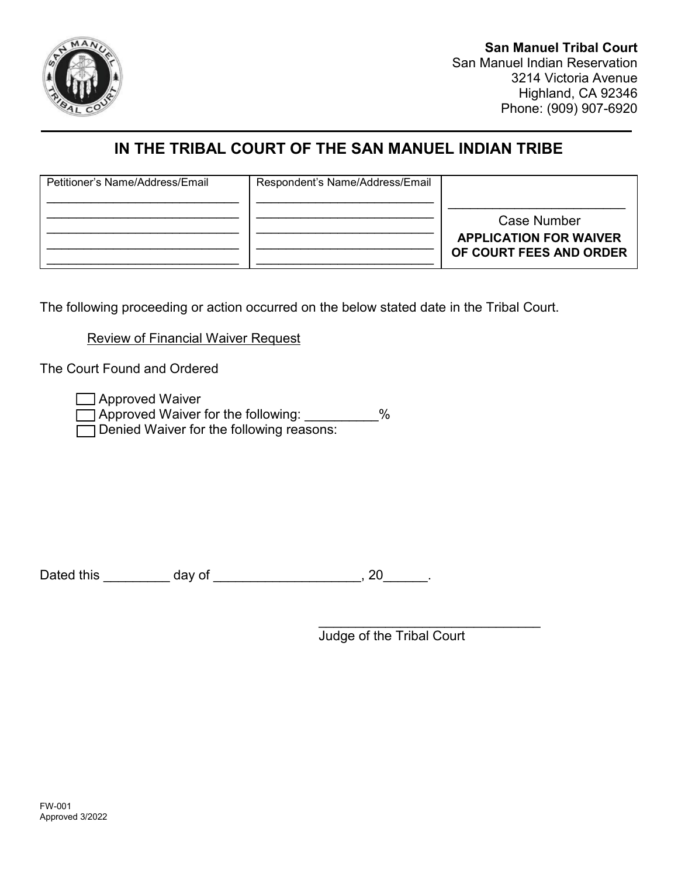**San Manuel Tribal Court**
San Manuel Indian Reservation
3214 Victoria Avenue
Highland, CA 92346
Phone: (909) 907-6920

# IN THE TRIBAL COURT OF THE SAN MANUEL INDIAN TRIBE

| Petitioner's Name/Address/Email | Respondent's Name/Address/Email | |
|---|---|---|
| ____________________________ | ____________________________ | ________________________ |
| ____________________________ | ____________________________ | Case Number |
| ____________________________ | ____________________________ | **APPLICATION FOR WAIVER OF COURT FEES AND ORDER** |
| ____________________________ | ____________________________ | |
| ____________________________ | ____________________________ | |

The following proceeding or action occurred on the below stated date in the Tribal Court.

Review of Financial Waiver Request

The Court Found and Ordered

- ☐ Approved Waiver
- ☐ Approved Waiver for the following: __________%
- ☐ Denied Waiver for the following reasons:

Dated this _________ day of ____________________, 20______.

______________________________
Judge of the Tribal Court

FW-001
Approved 3/2022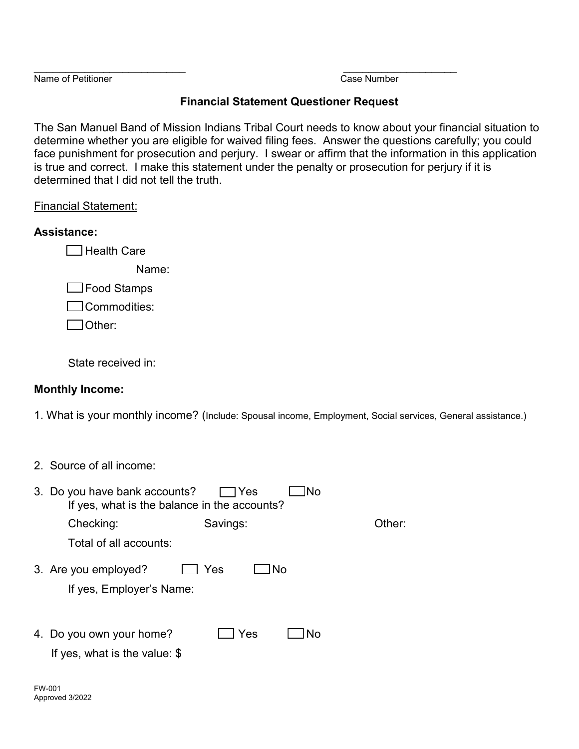___________________________ Name of Petitioner

_____________________ Case Number

## Financial Statement Questioner Request

The San Manuel Band of Mission Indians Tribal Court needs to know about your financial situation to determine whether you are eligible for waived filing fees. Answer the questions carefully; you could face punishment for prosecution and perjury. I swear or affirm that the information in this application is true and correct. I make this statement under the penalty or prosecution for perjury if it is determined that I did not tell the truth.

Financial Statement:

**Assistance:**

☐ Health Care

Name:

☐ Food Stamps

☐ Commodities:

☐ Other:

State received in:

**Monthly Income:**

1. What is your monthly income? (Include: Spousal income, Employment, Social services, General assistance.)

2. Source of all income:

3. Do you have bank accounts? ☐ Yes ☐ No
   If yes, what is the balance in the accounts?

   Checking: Savings: Other:

   Total of all accounts:

3. Are you employed? ☐ Yes ☐ No

   If yes, Employer's Name:

4. Do you own your home? ☐ Yes ☐ No

   If yes, what is the value: $

FW-001
Approved 3/2022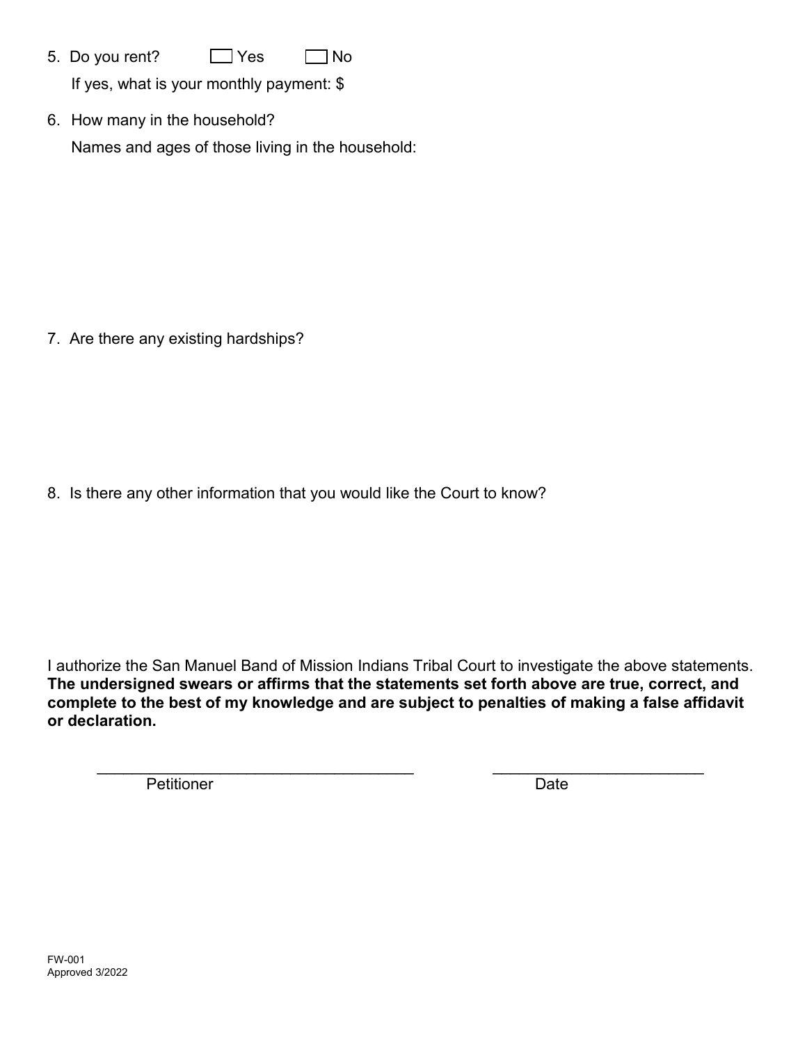5. Do you rent? ☐ Yes ☐ No

   If yes, what is your monthly payment: $

6. How many in the household?

   Names and ages of those living in the household:

7. Are there any existing hardships?

8. Is there any other information that you would like the Court to know?

I authorize the San Manuel Band of Mission Indians Tribal Court to investigate the above statements. **The undersigned swears or affirms that the statements set forth above are true, correct, and complete to the best of my knowledge and are subject to penalties of making a false affidavit or declaration.**

_____________________________________ Petitioner

________________________ Date

FW-001
Approved 3/2022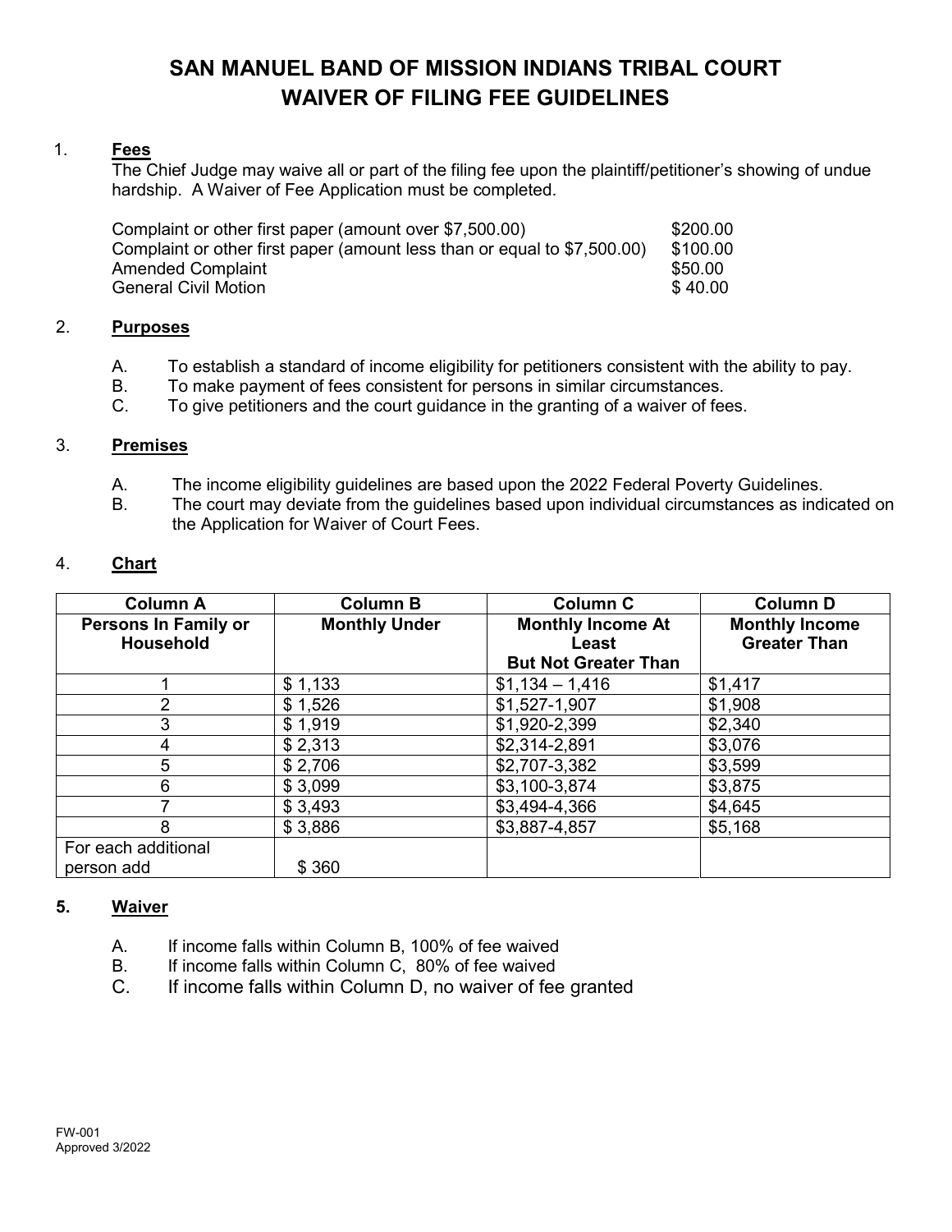# SAN MANUEL BAND OF MISSION INDIANS TRIBAL COURT WAIVER OF FILING FEE GUIDELINES

1. **Fees**

   The Chief Judge may waive all or part of the filing fee upon the plaintiff/petitioner's showing of undue hardship. A Waiver of Fee Application must be completed.

| | |
|---|---|
| Complaint or other first paper (amount over $7,500.00) | $200.00 |
| Complaint or other first paper (amount less than or equal to $7,500.00) | $100.00 |
| Amended Complaint | $50.00 |
| General Civil Motion | $ 40.00 |

2. **Purposes**

   A. To establish a standard of income eligibility for petitioners consistent with the ability to pay.
   B. To make payment of fees consistent for persons in similar circumstances.
   C. To give petitioners and the court guidance in the granting of a waiver of fees.

3. **Premises**

   A. The income eligibility guidelines are based upon the 2022 Federal Poverty Guidelines.
   B. The court may deviate from the guidelines based upon individual circumstances as indicated on the Application for Waiver of Court Fees.

4. **Chart**

| Column A | Column B | Column C | Column D |
|---|---|---|---|
| **Persons In Family or Household** | **Monthly Under** | **Monthly Income At Least But Not Greater Than** | **Monthly Income Greater Than** |
| 1 | $ 1,133 | $1,134 – 1,416 | $1,417 |
| 2 | $ 1,526 | $1,527-1,907 | $1,908 |
| 3 | $ 1,919 | $1,920-2,399 | $2,340 |
| 4 | $ 2,313 | $2,314-2,891 | $3,076 |
| 5 | $ 2,706 | $2,707-3,382 | $3,599 |
| 6 | $ 3,099 | $3,100-3,874 | $3,875 |
| 7 | $ 3,493 | $3,494-4,366 | $4,645 |
| 8 | $ 3,886 | $3,887-4,857 | $5,168 |
| For each additional person add | $ 360 | | |

5. **Waiver**

   A. If income falls within Column B, 100% of fee waived
   B. If income falls within Column C, 80% of fee waived
   C. If income falls within Column D, no waiver of fee granted

FW-001
Approved 3/2022